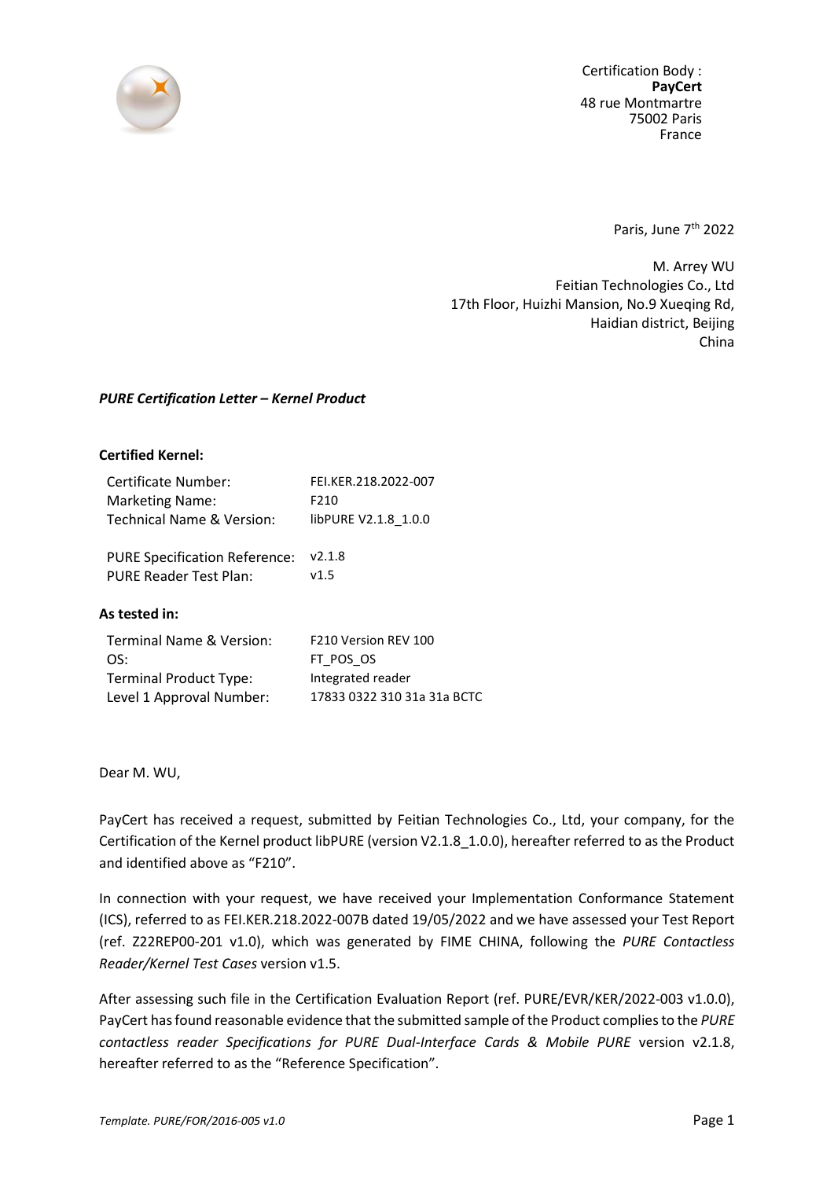Certification Body :
**PayCert**
48 rue Montmartre
75002 Paris
France

Paris, June 7th 2022

M. Arrey WU
Feitian Technologies Co., Ltd
17th Floor, Huizhi Mansion, No.9 Xueqing Rd,
Haidian district, Beijing
China

***PURE Certification Letter – Kernel Product***

**Certified Kernel:**

| | |
|---|---|
| Certificate Number: | FEI.KER.218.2022-007 |
| Marketing Name: | F210 |
| Technical Name & Version: | libPURE V2.1.8_1.0.0 |
| PURE Specification Reference: | v2.1.8 |
| PURE Reader Test Plan: | v1.5 |

**As tested in:**

| | |
|---|---|
| Terminal Name & Version: | F210 Version REV 100 |
| OS: | FT_POS_OS |
| Terminal Product Type: | Integrated reader |
| Level 1 Approval Number: | 17833 0322 310 31a 31a BCTC |

Dear M. WU,

PayCert has received a request, submitted by Feitian Technologies Co., Ltd, your company, for the Certification of the Kernel product libPURE (version V2.1.8_1.0.0), hereafter referred to as the Product and identified above as "F210".

In connection with your request, we have received your Implementation Conformance Statement (ICS), referred to as FEI.KER.218.2022-007B dated 19/05/2022 and we have assessed your Test Report (ref. Z22REP00-201 v1.0), which was generated by FIME CHINA, following the *PURE Contactless Reader/Kernel Test Cases* version v1.5.

After assessing such file in the Certification Evaluation Report (ref. PURE/EVR/KER/2022-003 v1.0.0), PayCert has found reasonable evidence that the submitted sample of the Product complies to the *PURE contactless reader Specifications for PURE Dual-Interface Cards & Mobile PURE* version v2.1.8, hereafter referred to as the "Reference Specification".

*Template. PURE/FOR/2016-005 v1.0*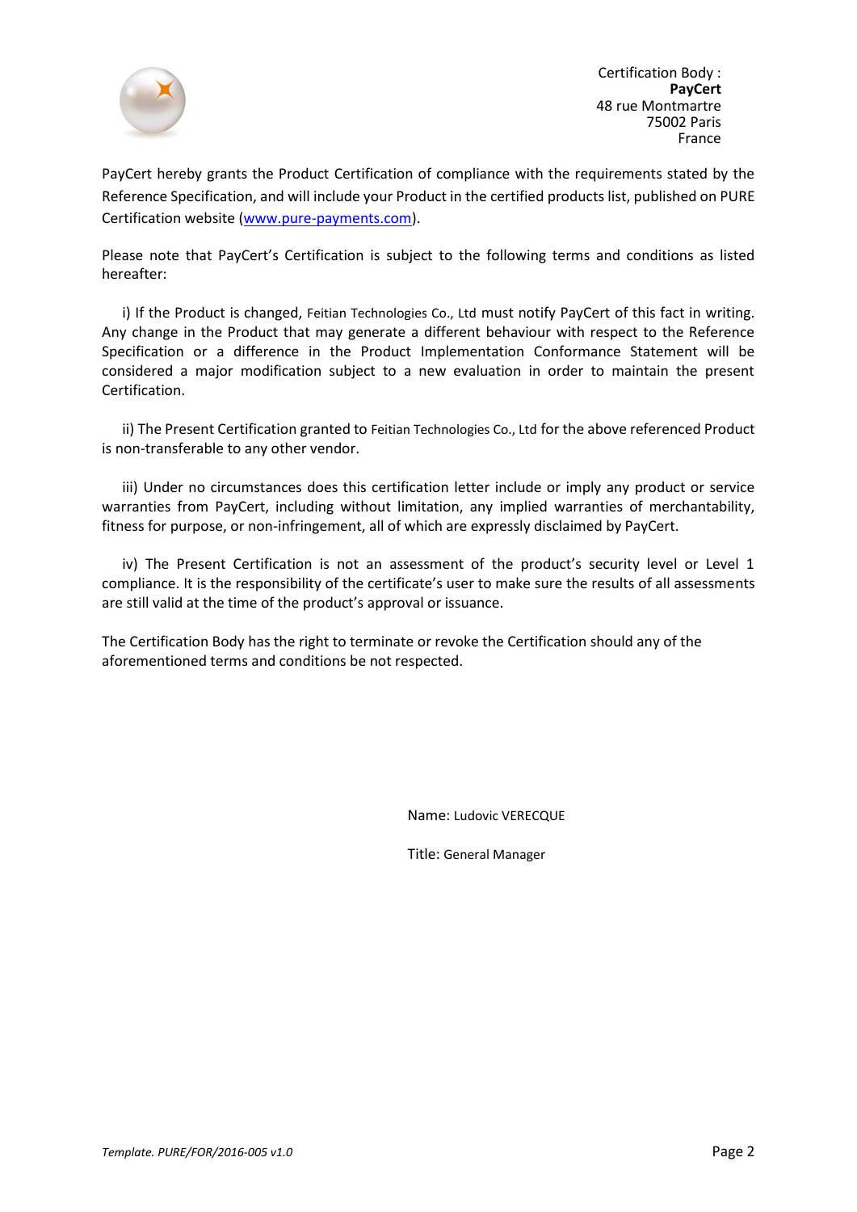Certification Body :
**PayCert**
48 rue Montmartre
75002 Paris
France

PayCert hereby grants the Product Certification of compliance with the requirements stated by the Reference Specification, and will include your Product in the certified products list, published on PURE Certification website (www.pure-payments.com).

Please note that PayCert's Certification is subject to the following terms and conditions as listed hereafter:

i) If the Product is changed, Feitian Technologies Co., Ltd must notify PayCert of this fact in writing. Any change in the Product that may generate a different behaviour with respect to the Reference Specification or a difference in the Product Implementation Conformance Statement will be considered a major modification subject to a new evaluation in order to maintain the present Certification.

ii) The Present Certification granted to Feitian Technologies Co., Ltd for the above referenced Product is non-transferable to any other vendor.

iii) Under no circumstances does this certification letter include or imply any product or service warranties from PayCert, including without limitation, any implied warranties of merchantability, fitness for purpose, or non-infringement, all of which are expressly disclaimed by PayCert.

iv) The Present Certification is not an assessment of the product's security level or Level 1 compliance. It is the responsibility of the certificate's user to make sure the results of all assessments are still valid at the time of the product's approval or issuance.

The Certification Body has the right to terminate or revoke the Certification should any of the aforementioned terms and conditions be not respected.

Name: Ludovic VERECQUE

Title: General Manager

*Template. PURE/FOR/2016-005 v1.0*